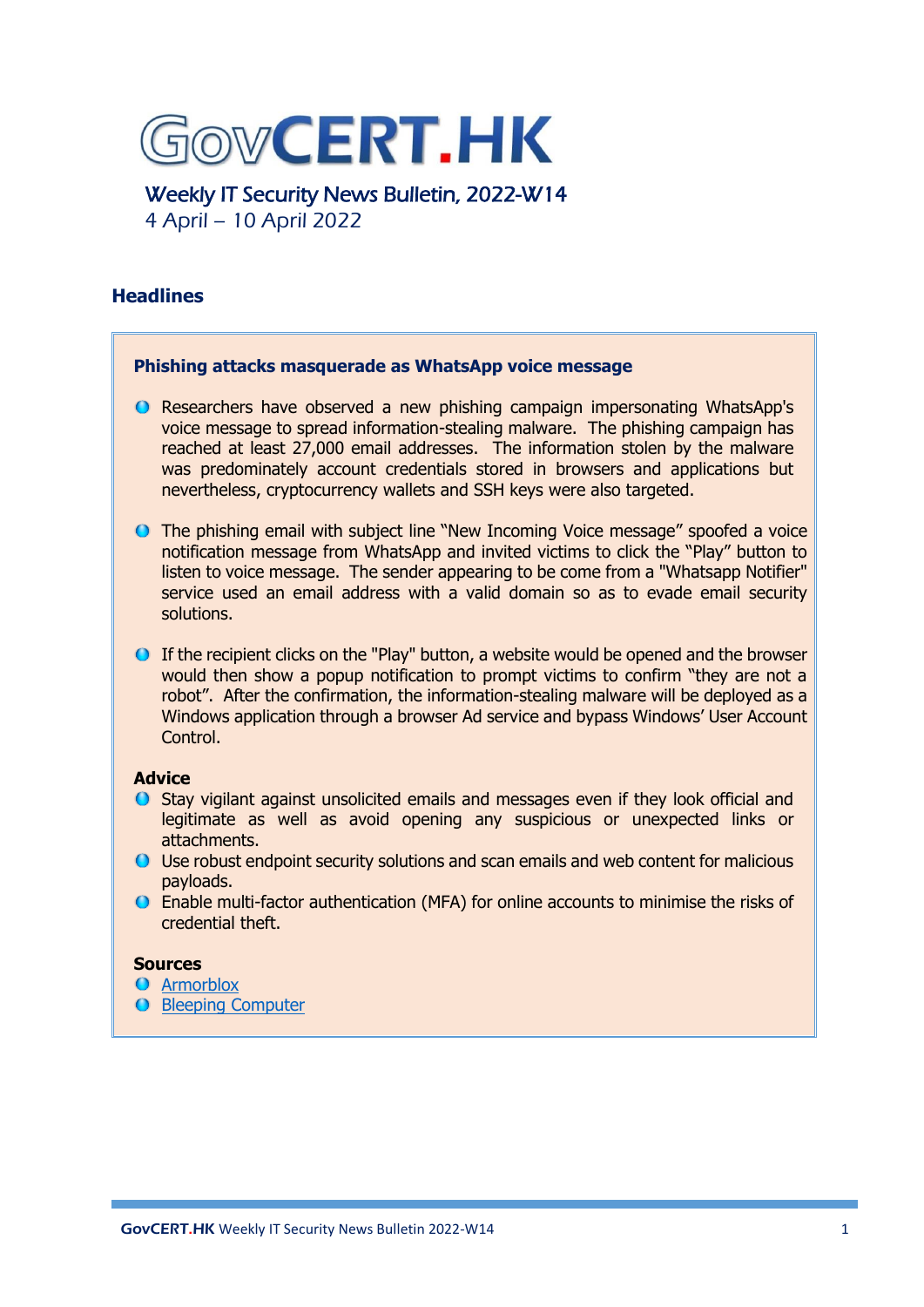# GovCERT.HK

## Weekly IT Security News Bulletin, 2022-W14
4 April – 10 April 2022

## Headlines

### Phishing attacks masquerade as WhatsApp voice message

- Researchers have observed a new phishing campaign impersonating WhatsApp's voice message to spread information-stealing malware. The phishing campaign has reached at least 27,000 email addresses. The information stolen by the malware was predominately account credentials stored in browsers and applications but nevertheless, cryptocurrency wallets and SSH keys were also targeted.

- The phishing email with subject line "New Incoming Voice message" spoofed a voice notification message from WhatsApp and invited victims to click the "Play" button to listen to voice message. The sender appearing to be come from a "Whatsapp Notifier" service used an email address with a valid domain so as to evade email security solutions.

- If the recipient clicks on the "Play" button, a website would be opened and the browser would then show a popup notification to prompt victims to confirm "they are not a robot". After the confirmation, the information-stealing malware will be deployed as a Windows application through a browser Ad service and bypass Windows' User Account Control.

**Advice**

- Stay vigilant against unsolicited emails and messages even if they look official and legitimate as well as avoid opening any suspicious or unexpected links or attachments.
- Use robust endpoint security solutions and scan emails and web content for malicious payloads.
- Enable multi-factor authentication (MFA) for online accounts to minimise the risks of credential theft.

**Sources**

- Armorblox
- Bleeping Computer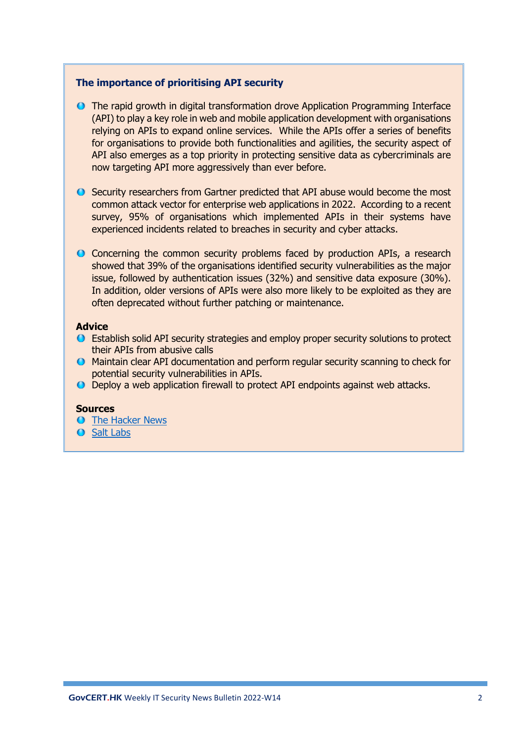### The importance of prioritising API security

- The rapid growth in digital transformation drove Application Programming Interface (API) to play a key role in web and mobile application development with organisations relying on APIs to expand online services. While the APIs offer a series of benefits for organisations to provide both functionalities and agilities, the security aspect of API also emerges as a top priority in protecting sensitive data as cybercriminals are now targeting API more aggressively than ever before.

- Security researchers from Gartner predicted that API abuse would become the most common attack vector for enterprise web applications in 2022. According to a recent survey, 95% of organisations which implemented APIs in their systems have experienced incidents related to breaches in security and cyber attacks.

- Concerning the common security problems faced by production APIs, a research showed that 39% of the organisations identified security vulnerabilities as the major issue, followed by authentication issues (32%) and sensitive data exposure (30%). In addition, older versions of APIs were also more likely to be exploited as they are often deprecated without further patching or maintenance.

**Advice**

- Establish solid API security strategies and employ proper security solutions to protect their APIs from abusive calls
- Maintain clear API documentation and perform regular security scanning to check for potential security vulnerabilities in APIs.
- Deploy a web application firewall to protect API endpoints against web attacks.

**Sources**

- The Hacker News
- Salt Labs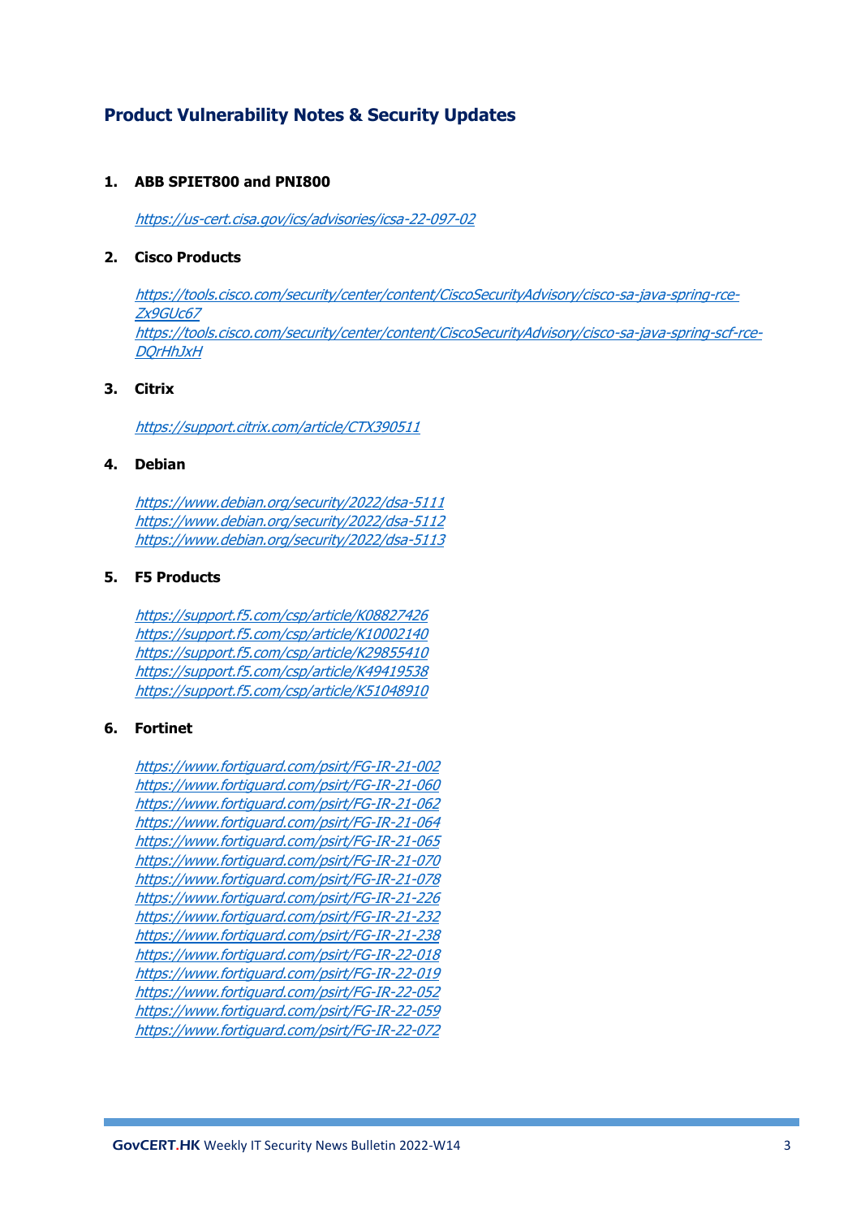## Product Vulnerability Notes & Security Updates

1. **ABB SPIET800 and PNI800**

   https://us-cert.cisa.gov/ics/advisories/icsa-22-097-02

2. **Cisco Products**

   https://tools.cisco.com/security/center/content/CiscoSecurityAdvisory/cisco-sa-java-spring-rce-Zx9GUc67
   https://tools.cisco.com/security/center/content/CiscoSecurityAdvisory/cisco-sa-java-spring-scf-rce-DQrHhJxH

3. **Citrix**

   https://support.citrix.com/article/CTX390511

4. **Debian**

   https://www.debian.org/security/2022/dsa-5111
   https://www.debian.org/security/2022/dsa-5112
   https://www.debian.org/security/2022/dsa-5113

5. **F5 Products**

   https://support.f5.com/csp/article/K08827426
   https://support.f5.com/csp/article/K10002140
   https://support.f5.com/csp/article/K29855410
   https://support.f5.com/csp/article/K49419538
   https://support.f5.com/csp/article/K51048910

6. **Fortinet**

   https://www.fortiguard.com/psirt/FG-IR-21-002
   https://www.fortiguard.com/psirt/FG-IR-21-060
   https://www.fortiguard.com/psirt/FG-IR-21-062
   https://www.fortiguard.com/psirt/FG-IR-21-064
   https://www.fortiguard.com/psirt/FG-IR-21-065
   https://www.fortiguard.com/psirt/FG-IR-21-070
   https://www.fortiguard.com/psirt/FG-IR-21-078
   https://www.fortiguard.com/psirt/FG-IR-21-226
   https://www.fortiguard.com/psirt/FG-IR-21-232
   https://www.fortiguard.com/psirt/FG-IR-21-238
   https://www.fortiguard.com/psirt/FG-IR-22-018
   https://www.fortiguard.com/psirt/FG-IR-22-019
   https://www.fortiguard.com/psirt/FG-IR-22-052
   https://www.fortiguard.com/psirt/FG-IR-22-059
   https://www.fortiguard.com/psirt/FG-IR-22-072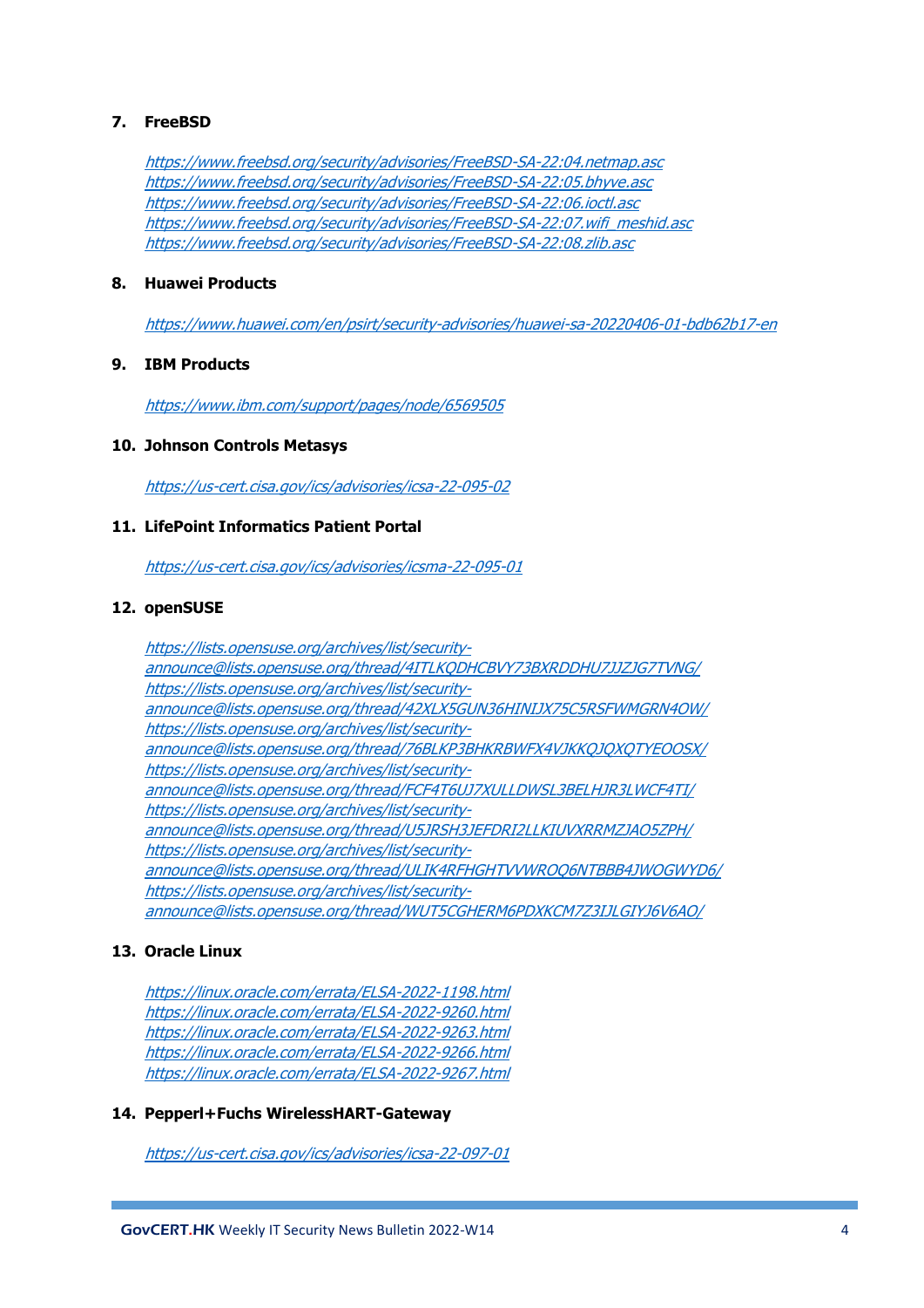**7. FreeBSD**

https://www.freebsd.org/security/advisories/FreeBSD-SA-22:04.netmap.asc
https://www.freebsd.org/security/advisories/FreeBSD-SA-22:05.bhyve.asc
https://www.freebsd.org/security/advisories/FreeBSD-SA-22:06.ioctl.asc
https://www.freebsd.org/security/advisories/FreeBSD-SA-22:07.wifi_meshid.asc
https://www.freebsd.org/security/advisories/FreeBSD-SA-22:08.zlib.asc

**8. Huawei Products**

https://www.huawei.com/en/psirt/security-advisories/huawei-sa-20220406-01-bdb62b17-en

**9. IBM Products**

https://www.ibm.com/support/pages/node/6569505

**10. Johnson Controls Metasys**

https://us-cert.cisa.gov/ics/advisories/icsa-22-095-02

**11. LifePoint Informatics Patient Portal**

https://us-cert.cisa.gov/ics/advisories/icsma-22-095-01

**12. openSUSE**

https://lists.opensuse.org/archives/list/security-announce@lists.opensuse.org/thread/4ITLKQDHCBVY73BXRDDHU7JJZJG7TVNG/
https://lists.opensuse.org/archives/list/security-announce@lists.opensuse.org/thread/42XLX5GUN36HINIJX75C5RSFWMGRN4OW/
https://lists.opensuse.org/archives/list/security-announce@lists.opensuse.org/thread/76BLKP3BHKRBWFX4VJKKQJQXQTYEOOSX/
https://lists.opensuse.org/archives/list/security-announce@lists.opensuse.org/thread/FCF4T6UJ7XULLDWSL3BELHJR3LWCF4TI/
https://lists.opensuse.org/archives/list/security-announce@lists.opensuse.org/thread/U5JRSH3JEFDRI2LLKIUVXRRMZJAO5ZPH/
https://lists.opensuse.org/archives/list/security-announce@lists.opensuse.org/thread/ULIK4RFHGHTVVWROQ6NTBBB4JWOGWYD6/
https://lists.opensuse.org/archives/list/security-announce@lists.opensuse.org/thread/WUT5CGHERM6PDXKCM7Z3IJLGIYJ6V6AO/

**13. Oracle Linux**

https://linux.oracle.com/errata/ELSA-2022-1198.html
https://linux.oracle.com/errata/ELSA-2022-9260.html
https://linux.oracle.com/errata/ELSA-2022-9263.html
https://linux.oracle.com/errata/ELSA-2022-9266.html
https://linux.oracle.com/errata/ELSA-2022-9267.html

**14. Pepperl+Fuchs WirelessHART-Gateway**

https://us-cert.cisa.gov/ics/advisories/icsa-22-097-01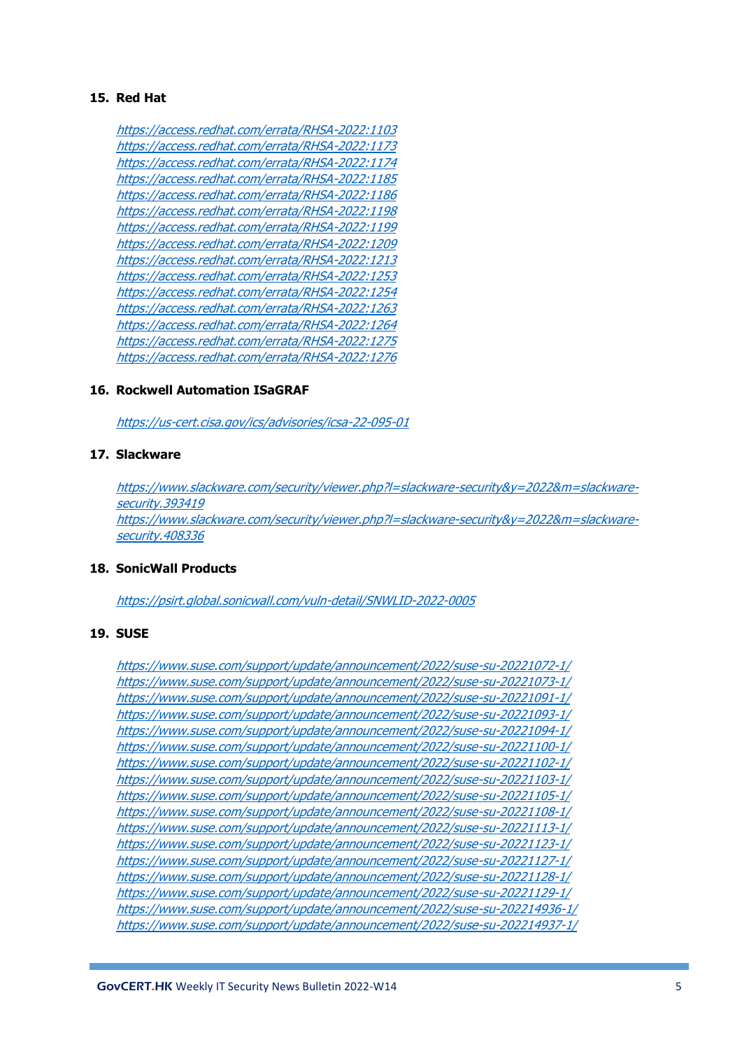15. **Red Hat**

   https://access.redhat.com/errata/RHSA-2022:1103
   https://access.redhat.com/errata/RHSA-2022:1173
   https://access.redhat.com/errata/RHSA-2022:1174
   https://access.redhat.com/errata/RHSA-2022:1185
   https://access.redhat.com/errata/RHSA-2022:1186
   https://access.redhat.com/errata/RHSA-2022:1198
   https://access.redhat.com/errata/RHSA-2022:1199
   https://access.redhat.com/errata/RHSA-2022:1209
   https://access.redhat.com/errata/RHSA-2022:1213
   https://access.redhat.com/errata/RHSA-2022:1253
   https://access.redhat.com/errata/RHSA-2022:1254
   https://access.redhat.com/errata/RHSA-2022:1263
   https://access.redhat.com/errata/RHSA-2022:1264
   https://access.redhat.com/errata/RHSA-2022:1275
   https://access.redhat.com/errata/RHSA-2022:1276

16. **Rockwell Automation ISaGRAF**

   https://us-cert.cisa.gov/ics/advisories/icsa-22-095-01

17. **Slackware**

   https://www.slackware.com/security/viewer.php?l=slackware-security&y=2022&m=slackware-security.393419
   https://www.slackware.com/security/viewer.php?l=slackware-security&y=2022&m=slackware-security.408336

18. **SonicWall Products**

   https://psirt.global.sonicwall.com/vuln-detail/SNWLID-2022-0005

19. **SUSE**

   https://www.suse.com/support/update/announcement/2022/suse-su-20221072-1/
   https://www.suse.com/support/update/announcement/2022/suse-su-20221073-1/
   https://www.suse.com/support/update/announcement/2022/suse-su-20221091-1/
   https://www.suse.com/support/update/announcement/2022/suse-su-20221093-1/
   https://www.suse.com/support/update/announcement/2022/suse-su-20221094-1/
   https://www.suse.com/support/update/announcement/2022/suse-su-20221100-1/
   https://www.suse.com/support/update/announcement/2022/suse-su-20221102-1/
   https://www.suse.com/support/update/announcement/2022/suse-su-20221103-1/
   https://www.suse.com/support/update/announcement/2022/suse-su-20221105-1/
   https://www.suse.com/support/update/announcement/2022/suse-su-20221108-1/
   https://www.suse.com/support/update/announcement/2022/suse-su-20221113-1/
   https://www.suse.com/support/update/announcement/2022/suse-su-20221123-1/
   https://www.suse.com/support/update/announcement/2022/suse-su-20221127-1/
   https://www.suse.com/support/update/announcement/2022/suse-su-20221128-1/
   https://www.suse.com/support/update/announcement/2022/suse-su-20221129-1/
   https://www.suse.com/support/update/announcement/2022/suse-su-202214936-1/
   https://www.suse.com/support/update/announcement/2022/suse-su-202214937-1/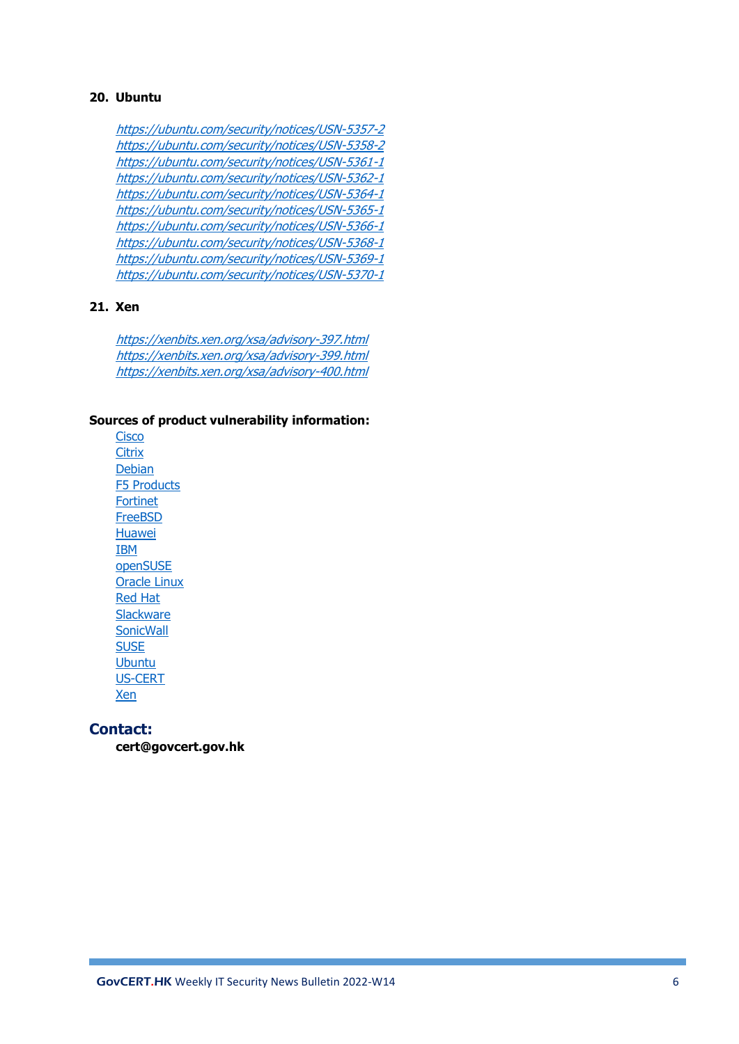**20. Ubuntu**

https://ubuntu.com/security/notices/USN-5357-2
https://ubuntu.com/security/notices/USN-5358-2
https://ubuntu.com/security/notices/USN-5361-1
https://ubuntu.com/security/notices/USN-5362-1
https://ubuntu.com/security/notices/USN-5364-1
https://ubuntu.com/security/notices/USN-5365-1
https://ubuntu.com/security/notices/USN-5366-1
https://ubuntu.com/security/notices/USN-5368-1
https://ubuntu.com/security/notices/USN-5369-1
https://ubuntu.com/security/notices/USN-5370-1

**21. Xen**

https://xenbits.xen.org/xsa/advisory-397.html
https://xenbits.xen.org/xsa/advisory-399.html
https://xenbits.xen.org/xsa/advisory-400.html

**Sources of product vulnerability information:**

Cisco
Citrix
Debian
F5 Products
Fortinet
FreeBSD
Huawei
IBM
openSUSE
Oracle Linux
Red Hat
Slackware
SonicWall
SUSE
Ubuntu
US-CERT
Xen

## Contact:

**cert@govcert.gov.hk**